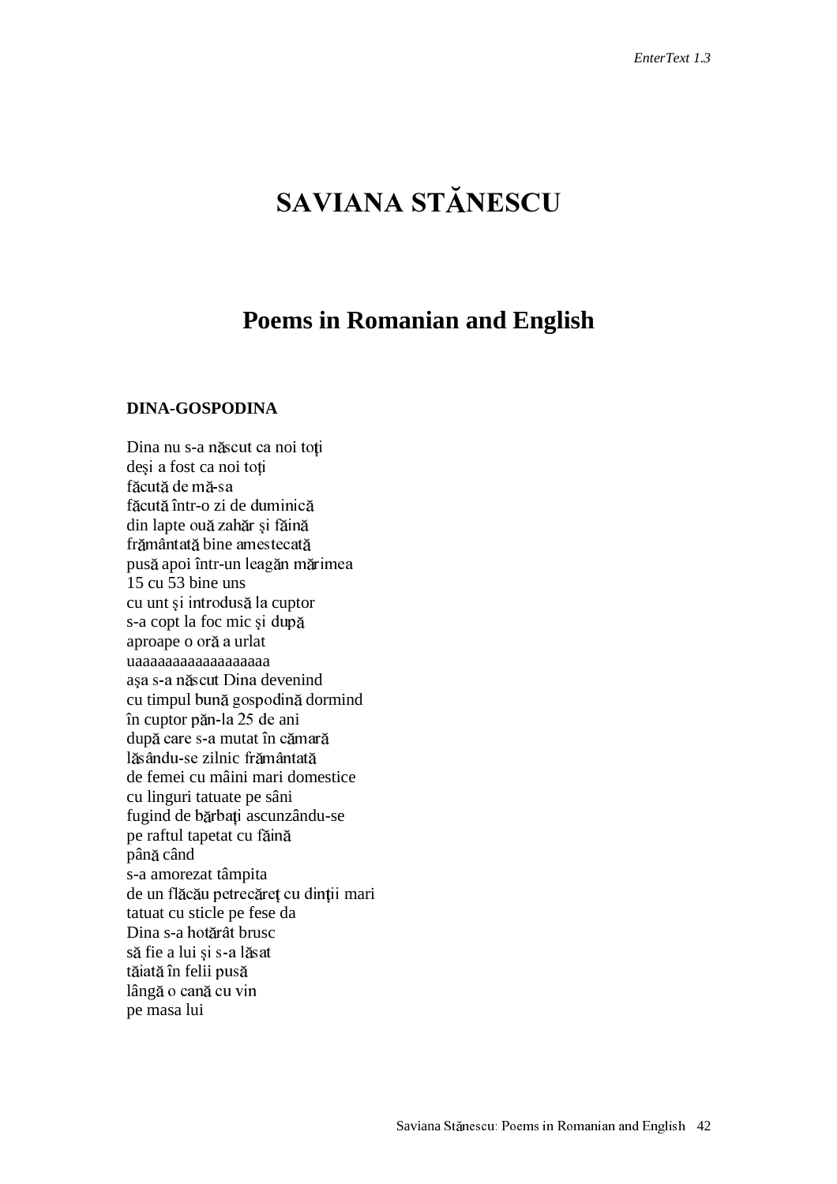# SAVIANA STĂNESCU

## Poems in Romanian and English

### DINA-GOSPODINA

Dina nu s-a născut ca noi toţi  
deşi a fost ca noi toţi  
făcută de mă-sa  
făcută într-o zi de duminică  
din lapte ouă zahăr şi făină  
frământată bine amestecată  
pusă apoi într-un leagăn mărimea  
15 cu 53 bine uns  
cu unt şi introdusă la cuptor  
s-a copt la foc mic şi după  
aproape o oră a urlat  
uaaaaaaaaaaaaaaaaaa  
aşa s-a născut Dina devenind  
cu timpul bună gospodină dormind  
în cuptor păn-la 25 de ani  
după care s-a mutat în cămară  
lăsându-se zilnic frământată  
de femei cu mâini mari domestice  
cu linguri tatuate pe sâni  
fugind de bărbaţi ascunzându-se  
pe raftul tapetat cu făină  
până când  
s-a amorezat tâmpita  
de un flăcău petrecăreţ cu dinţii mari  
tatuat cu sticle pe fese da  
Dina s-a hotărât brusc  
să fie a lui şi s-a lăsat  
tăiată în felii pusă  
lângă o cană cu vin  
pe masa lui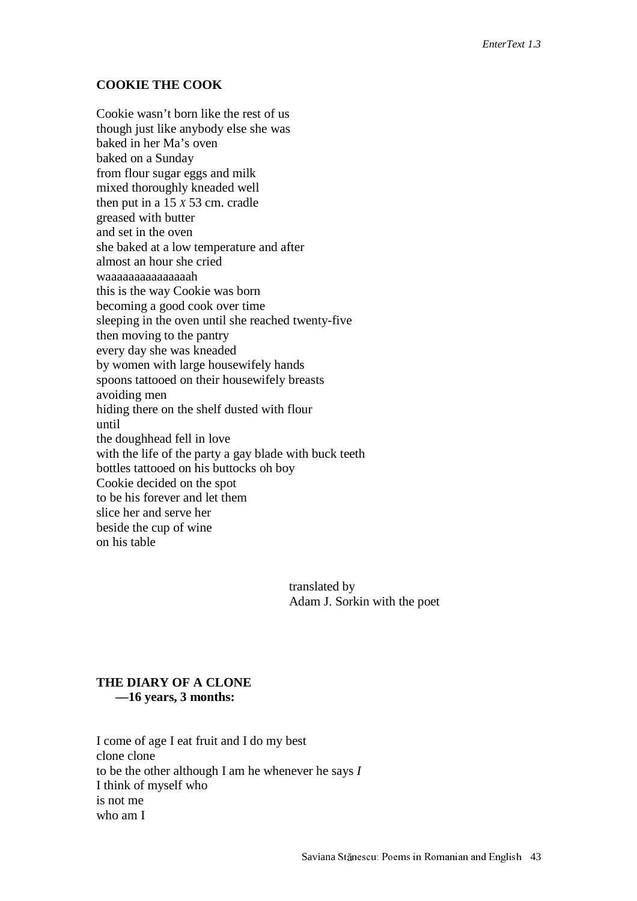**COOKIE THE COOK**

Cookie wasn’t born like the rest of us
though just like anybody else she was
baked in her Ma’s oven
baked on a Sunday
from flour sugar eggs and milk
mixed thoroughly kneaded well
then put in a 15 *x* 53 cm. cradle
greased with butter
and set in the oven
she baked at a low temperature and after
almost an hour she cried
waaaaaaaaaaaaaaah
this is the way Cookie was born
becoming a good cook over time
sleeping in the oven until she reached twenty-five
then moving to the pantry
every day she was kneaded
by women with large housewifely hands
spoons tattooed on their housewifely breasts
avoiding men
hiding there on the shelf dusted with flour
until
the doughhead fell in love
with the life of the party a gay blade with buck teeth
bottles tattooed on his buttocks oh boy
Cookie decided on the spot
to be his forever and let them
slice her and serve her
beside the cup of wine
on his table

translated by
Adam J. Sorkin with the poet

**THE DIARY OF A CLONE**
**—16 years, 3 months:**

I come of age I eat fruit and I do my best
clone clone
to be the other although I am he whenever he says *I*
I think of myself who
is not me
who am I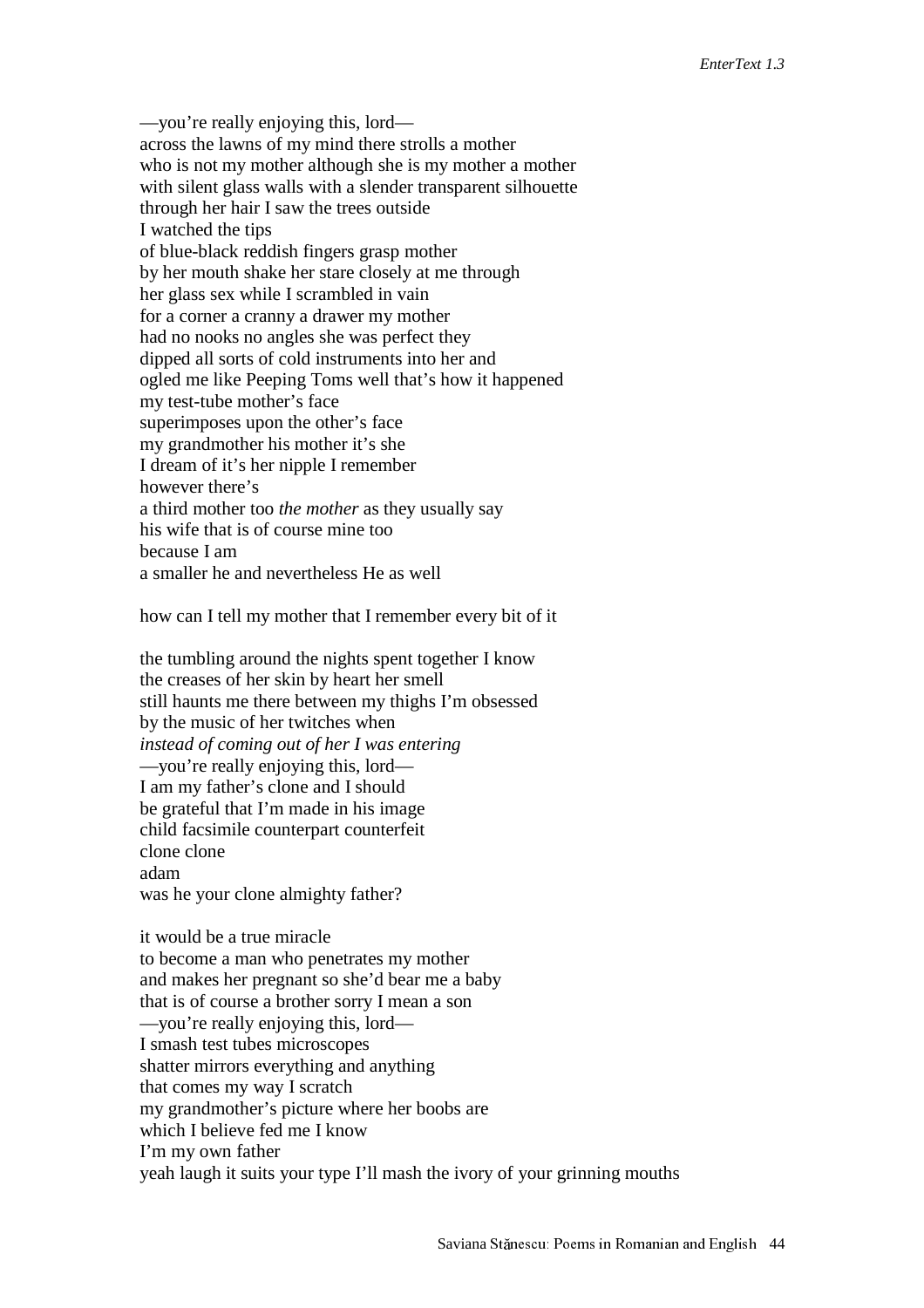—you're really enjoying this, lord—
across the lawns of my mind there strolls a mother
who is not my mother although she is my mother a mother
with silent glass walls with a slender transparent silhouette
through her hair I saw the trees outside
I watched the tips
of blue-black reddish fingers grasp mother
by her mouth shake her stare closely at me through
her glass sex while I scrambled in vain
for a corner a cranny a drawer my mother
had no nooks no angles she was perfect they
dipped all sorts of cold instruments into her and
ogled me like Peeping Toms well that's how it happened
my test-tube mother's face
superimposes upon the other's face
my grandmother his mother it's she
I dream of it's her nipple I remember
however there's
a third mother too *the mother* as they usually say
his wife that is of course mine too
because I am
a smaller he and nevertheless He as well

how can I tell my mother that I remember every bit of it

the tumbling around the nights spent together I know
the creases of her skin by heart her smell
still haunts me there between my thighs I'm obsessed
by the music of her twitches when
*instead of coming out of her I was entering*
—you're really enjoying this, lord—
I am my father's clone and I should
be grateful that I'm made in his image
child facsimile counterpart counterfeit
clone clone
adam
was he your clone almighty father?

it would be a true miracle
to become a man who penetrates my mother
and makes her pregnant so she'd bear me a baby
that is of course a brother sorry I mean a son
—you're really enjoying this, lord—
I smash test tubes microscopes
shatter mirrors everything and anything
that comes my way I scratch
my grandmother's picture where her boobs are
which I believe fed me I know
I'm my own father
yeah laugh it suits your type I'll mash the ivory of your grinning mouths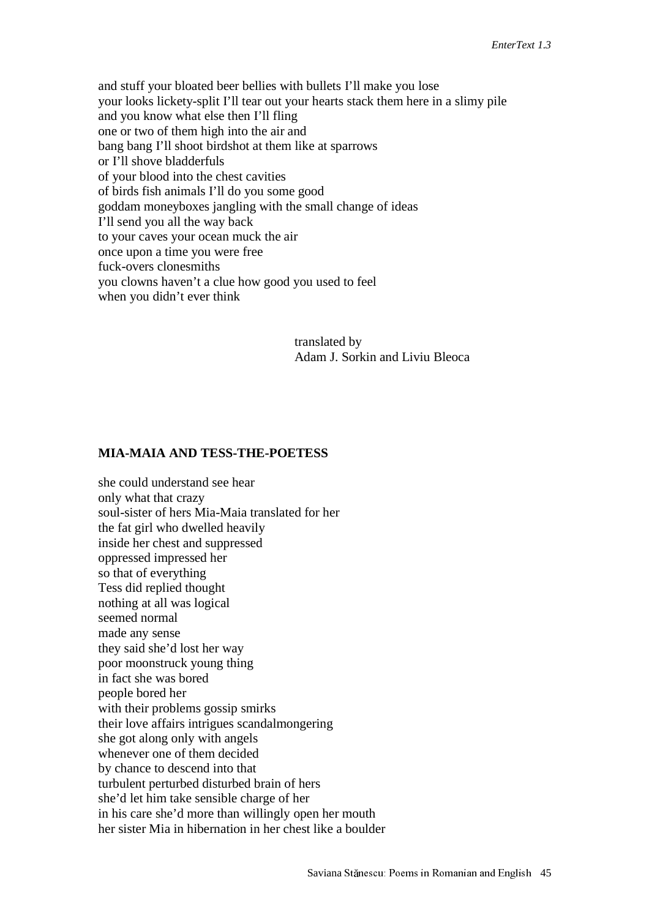and stuff your bloated beer bellies with bullets I'll make you lose
your looks lickety-split I'll tear out your hearts stack them here in a slimy pile
and you know what else then I'll fling
one or two of them high into the air and
bang bang I'll shoot birdshot at them like at sparrows
or I'll shove bladderfuls
of your blood into the chest cavities
of birds fish animals I'll do you some good
goddam moneyboxes jangling with the small change of ideas
I'll send you all the way back
to your caves your ocean muck the air
once upon a time you were free
fuck-overs clonesmiths
you clowns haven't a clue how good you used to feel
when you didn't ever think

translated by
Adam J. Sorkin and Liviu Bleoca

**MIA-MAIA AND TESS-THE-POETESS**

she could understand see hear
only what that crazy
soul-sister of hers Mia-Maia translated for her
the fat girl who dwelled heavily
inside her chest and suppressed
oppressed impressed her
so that of everything
Tess did replied thought
nothing at all was logical
seemed normal
made any sense
they said she'd lost her way
poor moonstruck young thing
in fact she was bored
people bored her
with their problems gossip smirks
their love affairs intrigues scandalmongering
she got along only with angels
whenever one of them decided
by chance to descend into that
turbulent perturbed disturbed brain of hers
she'd let him take sensible charge of her
in his care she'd more than willingly open her mouth
her sister Mia in hibernation in her chest like a boulder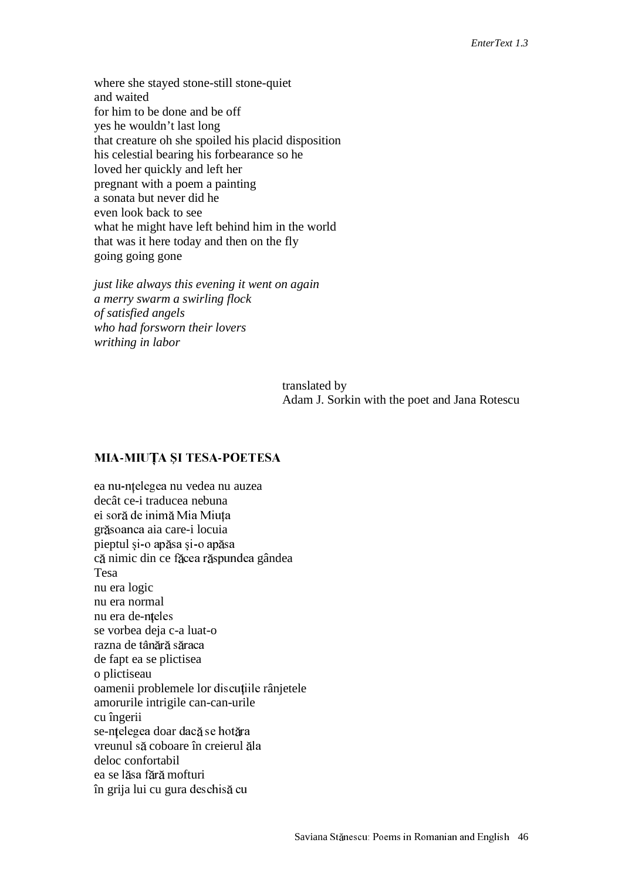where she stayed stone-still stone-quiet  
and waited  
for him to be done and be off  
yes he wouldn't last long  
that creature oh she spoiled his placid disposition  
his celestial bearing his forbearance so he  
loved her quickly and left her  
pregnant with a poem a painting  
a sonata but never did he  
even look back to see  
what he might have left behind him in the world  
that was it here today and then on the fly  
going going gone

*just like always this evening it went on again*  
*a merry swarm a swirling flock*  
*of satisfied angels*  
*who had forsworn their lovers*  
*writhing in labor*

translated by  
Adam J. Sorkin with the poet and Jana Rotescu

### MIA-MIUȚA ȘI TESA-POETESA

ea nu-nțelegea nu vedea nu auzea  
decât ce-i traducea nebuna  
ei soră de inimă Mia Miuța  
grăsoanca aia care-i locuia  
pieptul și-o apăsa și-o apăsa  
că nimic din ce făcea răspundea gândea  
Tesa  
nu era logic  
nu era normal  
nu era de-nțeles  
se vorbea deja c-a luat-o  
razna de tânără săraca  
de fapt ea se plictisea  
o plictiseau  
oamenii problemele lor discuțiile rânjetele  
amorurile intrigile can-can-urile  
cu îngerii  
se-nțelegea doar dacă se hotăra  
vreunul să coboare în creierul ăla  
deloc confortabil  
ea se lăsa fără mofturi  
în grija lui cu gura deschisă cu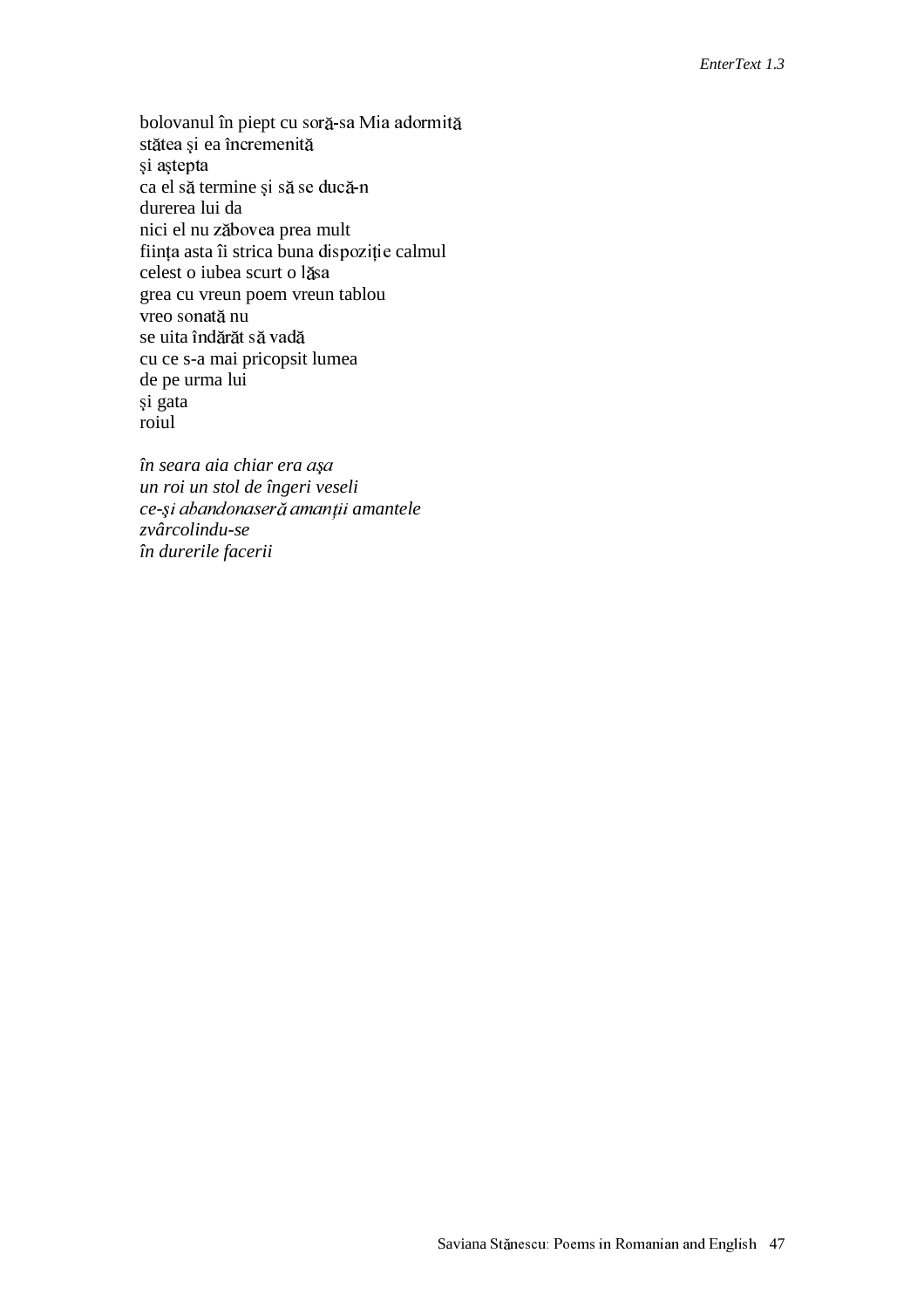bolovanul în piept cu soră-sa Mia adormită  
stătea şi ea încremenită  
şi aştepta  
ca el să termine şi să se ducă-n  
durerea lui da  
nici el nu zăbovea prea mult  
fiinţa asta îi strica buna dispoziţie calmul  
celest o iubea scurt o lăsa  
grea cu vreun poem vreun tablou  
vreo sonată nu  
se uita îndărăt să vadă  
cu ce s-a mai pricopsit lumea  
de pe urma lui  
şi gata  
roiul

*în seara aia chiar era aşa*  
*un roi un stol de îngeri veseli*  
*ce-şi abandonaseră amanţii amantele*  
*zvârcolindu-se*  
*în durerile facerii*